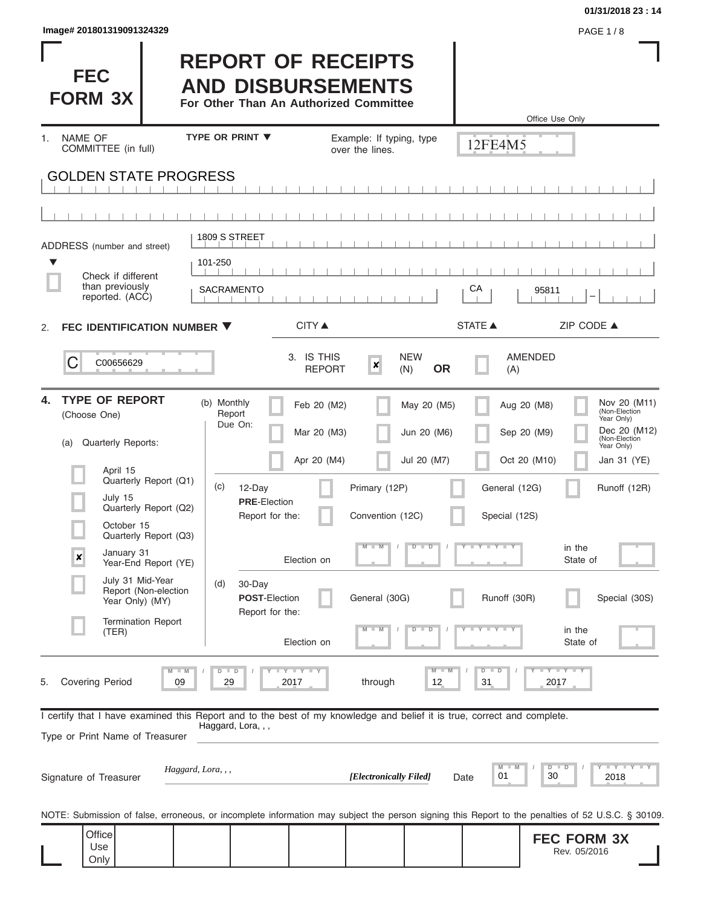Image# 201801319091324329

# FEC FORM 3X

# REPORT OF RECEIPTS AND DISBURSEMENTS

**For Other Than An Authorized Committee**

Office Use Only

12FE4M5

1. NAME OF COMMITTEE (in full) — TYPE OR PRINT ▼ — Example: If typing, type over the lines.

GOLDEN STATE PROGRESS

ADDRESS (number and street) ▼

1809 S STREET

101-250

☐ Check if different than previously reported. (ACC)

| CITY ▲ | STATE ▲ | ZIP CODE ▲ |
|---|---|---|
| SACRAMENTO | CA | 95811 |

2. **FEC IDENTIFICATION NUMBER ▼**

C00656629

3. IS THIS REPORT ☒ NEW (N) **OR** ☐ AMENDED (A)

4. **TYPE OF REPORT** (Choose One)

(a) Quarterly Reports:

- ☐ April 15 Quarterly Report (Q1)
- ☐ July 15 Quarterly Report (Q2)
- ☐ October 15 Quarterly Report (Q3)
- ☒ January 31 Year-End Report (YE)
- ☐ July 31 Mid-Year Report (Non-election Year Only) (MY)
- ☐ Termination Report (TER)

(b) Monthly Report Due On:

| | | | |
|---|---|---|---|
| ☐ Feb 20 (M2) | ☐ May 20 (M5) | ☐ Aug 20 (M8) | ☐ Nov 20 (M11) (Non-Election Year Only) |
| ☐ Mar 20 (M3) | ☐ Jun 20 (M6) | ☐ Sep 20 (M9) | ☐ Dec 20 (M12) (Non-Election Year Only) |
| ☐ Apr 20 (M4) | ☐ Jul 20 (M7) | ☐ Oct 20 (M10) | ☐ Jan 31 (YE) |

(c) 12-Day **PRE**-Election Report for the: ☐ Primary (12P) ☐ General (12G) ☐ Runoff (12R) ☐ Convention (12C) ☐ Special (12S)

Election on MM / DD / YYYY in the State of

(d) 30-Day **POST**-Election Report for the: ☐ General (30G) ☐ Runoff (30R) ☐ Special (30S)

Election on MM / DD / YYYY in the State of

5. Covering Period 09 / 29 / 2017 through 12 / 31 / 2017

I certify that I have examined this Report and to the best of my knowledge and belief it is true, correct and complete.

Type or Print Name of Treasurer: Haggard, Lora, , ,

Signature of Treasurer: *Haggard, Lora, , ,* *[Electronically Filed]* Date 01 / 30 / 2018

NOTE: Submission of false, erroneous, or incomplete information may subject the person signing this Report to the penalties of 52 U.S.C. § 30109.

Office Use Only

**FEC FORM 3X** Rev. 05/2016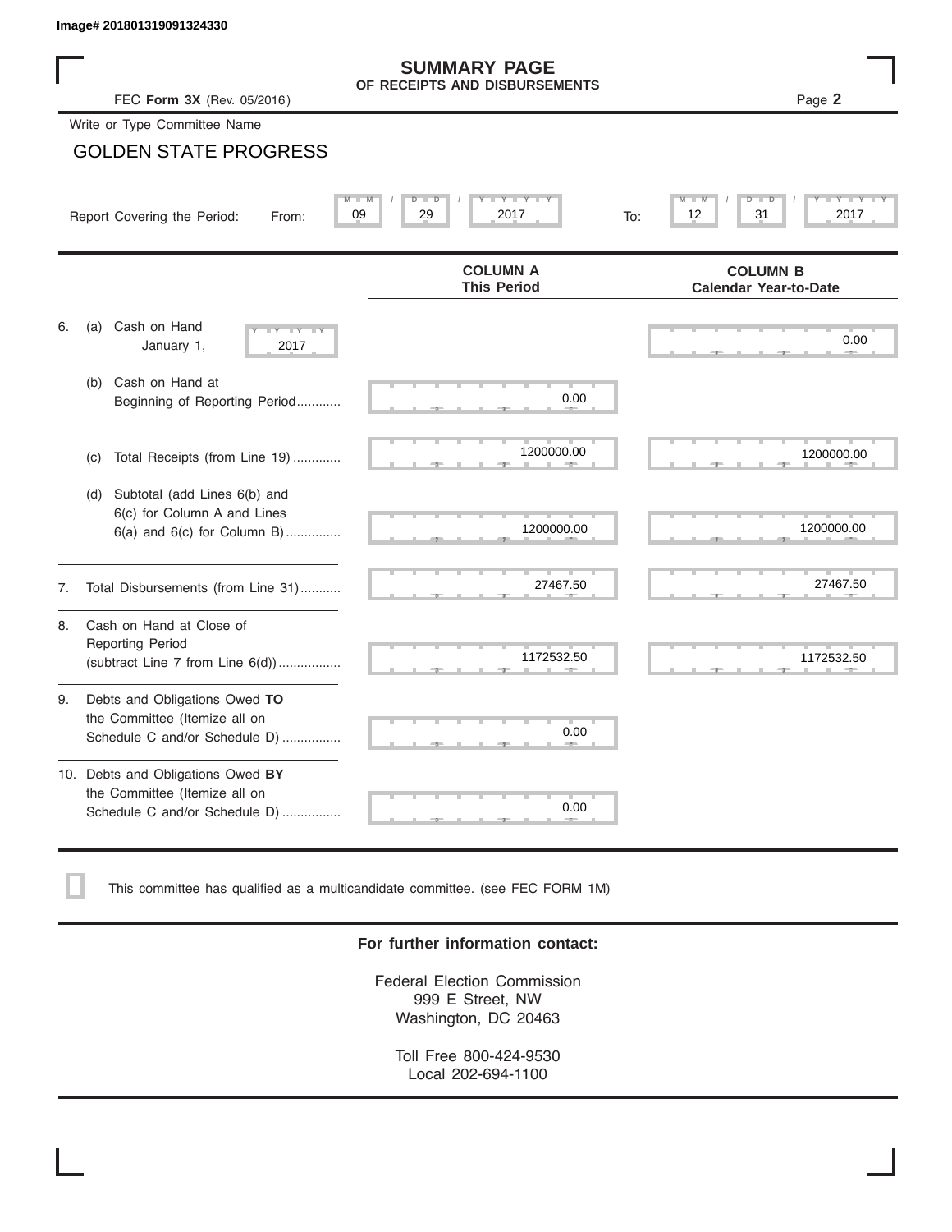Image# 201801319091324330

# SUMMARY PAGE
## OF RECEIPTS AND DISBURSEMENTS

FEC **Form 3X** (Rev. 05/2016)

Page **2**

Write or Type Committee Name

GOLDEN STATE PROGRESS

Report Covering the Period: From: 09 / 29 / 2017 To: 12 / 31 / 2017

| | COLUMN A This Period | COLUMN B Calendar Year-to-Date |
|---|---|---|
| 6. (a) Cash on Hand January 1, 2017 | | 0.00 |
| (b) Cash on Hand at Beginning of Reporting Period | 0.00 | |
| (c) Total Receipts (from Line 19) | 1200000.00 | 1200000.00 |
| (d) Subtotal (add Lines 6(b) and 6(c) for Column A and Lines 6(a) and 6(c) for Column B) | 1200000.00 | 1200000.00 |
| 7. Total Disbursements (from Line 31) | 27467.50 | 27467.50 |
| 8. Cash on Hand at Close of Reporting Period (subtract Line 7 from Line 6(d)) | 1172532.50 | 1172532.50 |
| 9. Debts and Obligations Owed **TO** the Committee (Itemize all on Schedule C and/or Schedule D) | 0.00 | |
| 10. Debts and Obligations Owed **BY** the Committee (Itemize all on Schedule C and/or Schedule D) | 0.00 | |

☐ This committee has qualified as a multicandidate committee. (see FEC FORM 1M)

**For further information contact:**

Federal Election Commission
999 E Street, NW
Washington, DC 20463

Toll Free 800-424-9530
Local 202-694-1100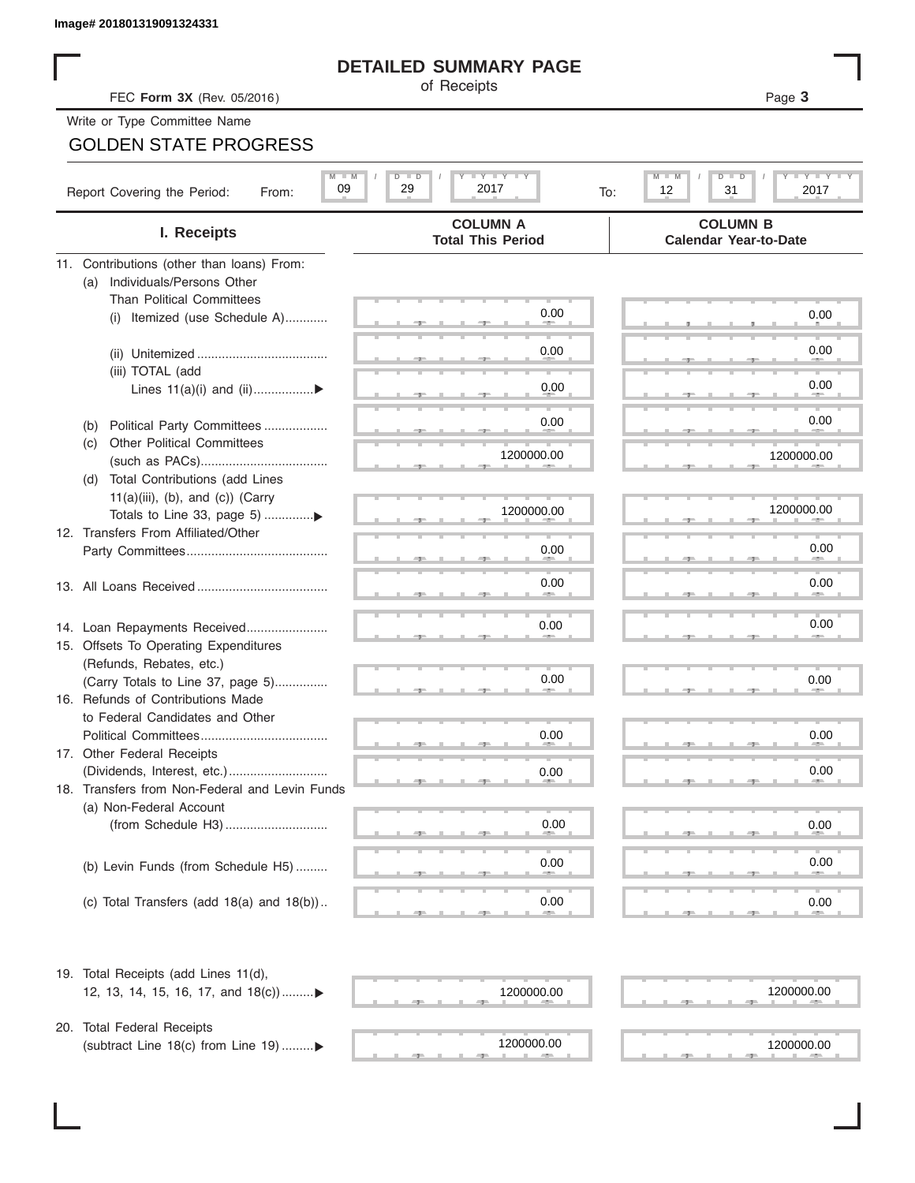Image# 201801319091324331

# DETAILED SUMMARY PAGE

of Receipts

FEC **Form 3X** (Rev. 05/2016)

Write or Type Committee Name

GOLDEN STATE PROGRESS

Report Covering the Period: From: 09 / 29 / 2017 To: 12 / 31 / 2017

| I. Receipts | COLUMN A Total This Period | COLUMN B Calendar Year-to-Date |
|---|---|---|
| 11. Contributions (other than loans) From: | | |
| (a) Individuals/Persons Other Than Political Committees | | |
| (i) Itemized (use Schedule A)............ | 0.00 | 0.00 |
| (ii) Unitemized .................................... | 0.00 | 0.00 |
| (iii) TOTAL (add Lines 11(a)(i) and (ii).................▶ | 0.00 | 0.00 |
| (b) Political Party Committees .................. | 0.00 | 0.00 |
| (c) Other Political Committees (such as PACs).................................... | 1200000.00 | 1200000.00 |
| (d) Total Contributions (add Lines 11(a)(iii), (b), and (c)) (Carry Totals to Line 33, page 5) .............▶ | 1200000.00 | 1200000.00 |
| 12. Transfers From Affiliated/Other Party Committees........................................ | 0.00 | 0.00 |
| 13. All Loans Received..................................... | 0.00 | 0.00 |
| 14. Loan Repayments Received....................... | 0.00 | 0.00 |
| 15. Offsets To Operating Expenditures (Refunds, Rebates, etc.) (Carry Totals to Line 37, page 5)............... | 0.00 | 0.00 |
| 16. Refunds of Contributions Made to Federal Candidates and Other Political Committees.................................... | 0.00 | 0.00 |
| 17. Other Federal Receipts (Dividends, Interest, etc.)............................ | 0.00 | 0.00 |
| 18. Transfers from Non-Federal and Levin Funds | | |
| (a) Non-Federal Account (from Schedule H3)............................. | 0.00 | 0.00 |
| (b) Levin Funds (from Schedule H5) ......... | 0.00 | 0.00 |
| (c) Total Transfers (add 18(a) and 18(b)).. | 0.00 | 0.00 |
| 19. Total Receipts (add Lines 11(d), 12, 13, 14, 15, 16, 17, and 18(c)).........▶ | 1200000.00 | 1200000.00 |
| 20. Total Federal Receipts (subtract Line 18(c) from Line 19) .........▶ | 1200000.00 | 1200000.00 |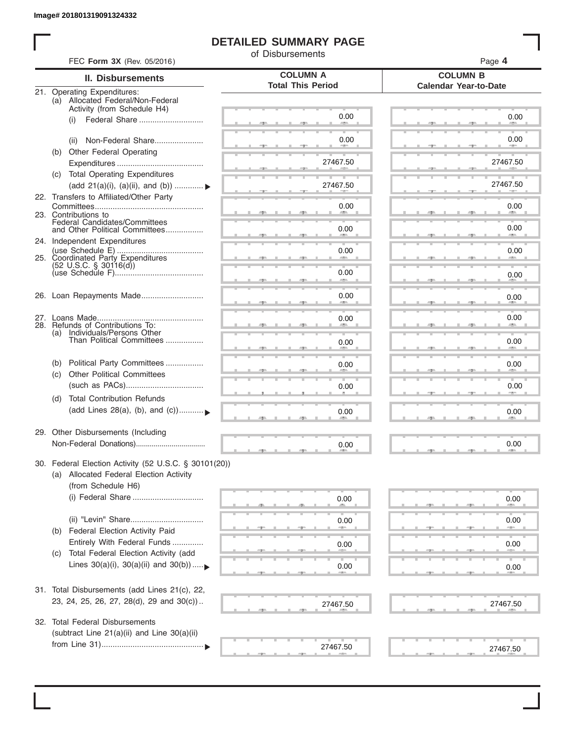Image# 201801319091324332

# DETAILED SUMMARY PAGE

of Disbursements

FEC **Form 3X** (Rev. 05/2016)

| II. Disbursements | COLUMN A Total This Period | COLUMN B Calendar Year-to-Date |
|---|---|---|
| 21. Operating Expenditures: | | |
| (a) Allocated Federal/Non-Federal Activity (from Schedule H4) | | |
| (i) Federal Share | 0.00 | 0.00 |
| (ii) Non-Federal Share | 0.00 | 0.00 |
| (b) Other Federal Operating Expenditures | 27467.50 | 27467.50 |
| (c) Total Operating Expenditures (add 21(a)(i), (a)(ii), and (b)) | 27467.50 | 27467.50 |
| 22. Transfers to Affiliated/Other Party Committees | 0.00 | 0.00 |
| 23. Contributions to Federal Candidates/Committees and Other Political Committees | 0.00 | 0.00 |
| 24. Independent Expenditures (use Schedule E) | 0.00 | 0.00 |
| 25. Coordinated Party Expenditures (52 U.S.C. § 30116(d)) (use Schedule F) | 0.00 | 0.00 |
| 26. Loan Repayments Made | 0.00 | 0.00 |
| 27. Loans Made | 0.00 | 0.00 |
| 28. Refunds of Contributions To: | | |
| (a) Individuals/Persons Other Than Political Committees | 0.00 | 0.00 |
| (b) Political Party Committees | 0.00 | 0.00 |
| (c) Other Political Committees (such as PACs) | 0.00 | 0.00 |
| (d) Total Contribution Refunds (add Lines 28(a), (b), and (c)) | 0.00 | 0.00 |
| 29. Other Disbursements (Including Non-Federal Donations) | 0.00 | 0.00 |
| 30. Federal Election Activity (52 U.S.C. § 30101(20)) | | |
| (a) Allocated Federal Election Activity (from Schedule H6) | | |
| (i) Federal Share | 0.00 | 0.00 |
| (ii) "Levin" Share | 0.00 | 0.00 |
| (b) Federal Election Activity Paid Entirely With Federal Funds | 0.00 | 0.00 |
| (c) Total Federal Election Activity (add Lines 30(a)(i), 30(a)(ii) and 30(b)) | 0.00 | 0.00 |
| 31. Total Disbursements (add Lines 21(c), 22, 23, 24, 25, 26, 27, 28(d), 29 and 30(c)) | 27467.50 | 27467.50 |
| 32. Total Federal Disbursements (subtract Line 21(a)(ii) and Line 30(a)(ii) from Line 31) | 27467.50 | 27467.50 |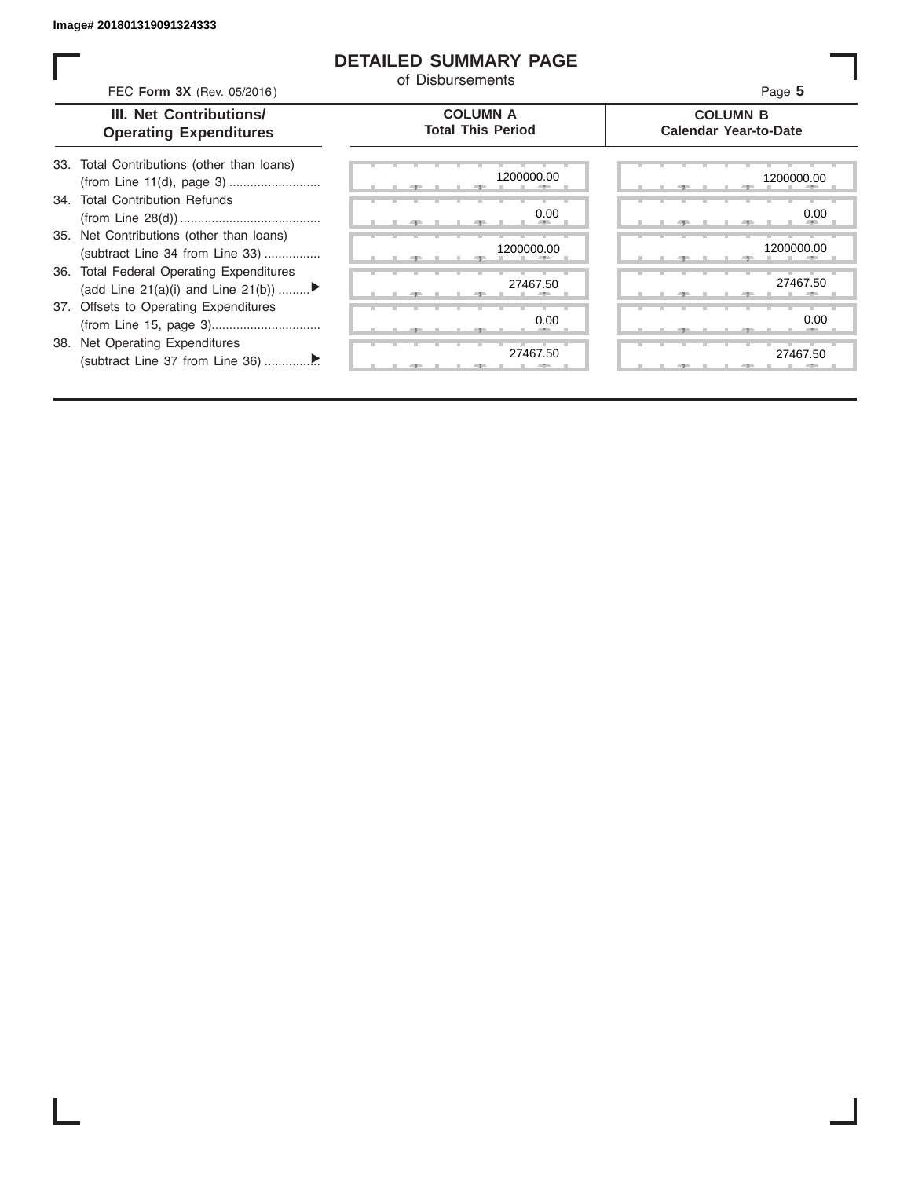Image# 201801319091324333

# DETAILED SUMMARY PAGE

of Disbursements

FEC **Form 3X** (Rev. 05/2016)

| III. Net Contributions/ Operating Expenditures | COLUMN A Total This Period | COLUMN B Calendar Year-to-Date |
|---|---|---|
| 33. Total Contributions (other than loans) (from Line 11(d), page 3) | 1200000.00 | 1200000.00 |
| 34. Total Contribution Refunds (from Line 28(d)) | 0.00 | 0.00 |
| 35. Net Contributions (other than loans) (subtract Line 34 from Line 33) | 1200000.00 | 1200000.00 |
| 36. Total Federal Operating Expenditures (add Line 21(a)(i) and Line 21(b)) ▶ | 27467.50 | 27467.50 |
| 37. Offsets to Operating Expenditures (from Line 15, page 3) | 0.00 | 0.00 |
| 38. Net Operating Expenditures (subtract Line 37 from Line 36) ▶ | 27467.50 | 27467.50 |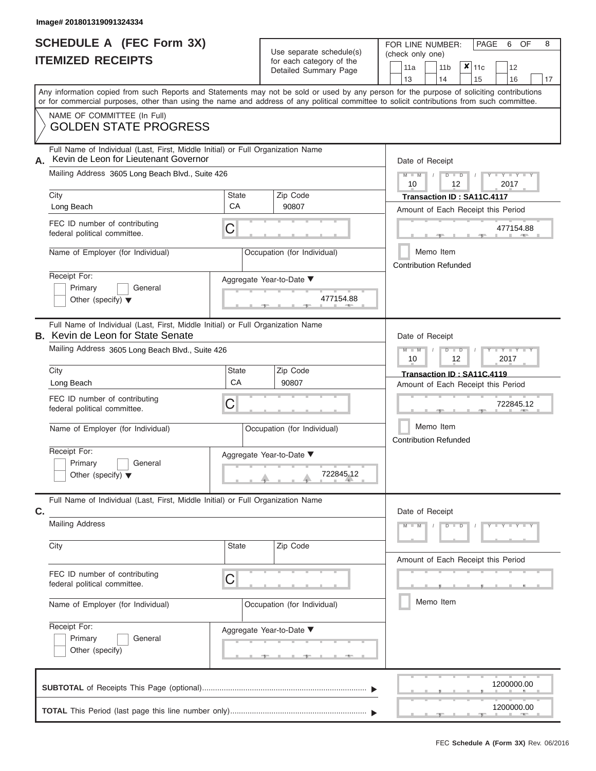Image# 201801319091324334

# SCHEDULE A (FEC Form 3X)
# ITEMIZED RECEIPTS

Use separate schedule(s) for each category of the Detailed Summary Page

FOR LINE NUMBER: (check only one)

| | | | | |
|---|---|---|---|---|
| 11a | 11b | ✘ 11c | 12 | |
| 13 | 14 | 15 | 16 | 17 |

Any information copied from such Reports and Statements may not be sold or used by any person for the purpose of soliciting contributions or for commercial purposes, other than using the name and address of any political committee to solicit contributions from such committee.

NAME OF COMMITTEE (In Full)
GOLDEN STATE PROGRESS

---

**A.** Full Name of Individual (Last, First, Middle Initial) or Full Organization Name: Kevin de Leon for Lieutenant Governor

Mailing Address: 3605 Long Beach Blvd., Suite 426

City: Long Beach | State: CA | Zip Code: 90807

FEC ID number of contributing federal political committee: C

Name of Employer (for Individual):

Occupation (for Individual):

Receipt For: Primary / General / Other (specify)

Date of Receipt: 10 / 12 / 2017

Transaction ID : SA11C.4117

Amount of Each Receipt this Period: 477154.88

Memo Item

Contribution Refunded

Aggregate Year-to-Date: 477154.88

---

**B.** Full Name of Individual (Last, First, Middle Initial) or Full Organization Name: Kevin de Leon for State Senate

Mailing Address: 3605 Long Beach Blvd., Suite 426

City: Long Beach | State: CA | Zip Code: 90807

FEC ID number of contributing federal political committee: C

Name of Employer (for Individual):

Occupation (for Individual):

Receipt For: Primary / General / Other (specify)

Date of Receipt: 10 / 12 / 2017

Transaction ID : SA11C.4119

Amount of Each Receipt this Period: 722845.12

Memo Item

Contribution Refunded

Aggregate Year-to-Date: 722845.12

---

**C.** Full Name of Individual (Last, First, Middle Initial) or Full Organization Name:

Mailing Address:

City: | State: | Zip Code:

FEC ID number of contributing federal political committee: C

Name of Employer (for Individual):

Occupation (for Individual):

Receipt For: Primary / General / Other (specify)

Date of Receipt: M M / D D / Y Y Y Y

Amount of Each Receipt this Period:

Memo Item

Aggregate Year-to-Date:

---

**SUBTOTAL** of Receipts This Page (optional): 1200000.00

**TOTAL** This Period (last page this line number only): 1200000.00

FEC **Schedule A (Form 3X)** Rev. 06/2016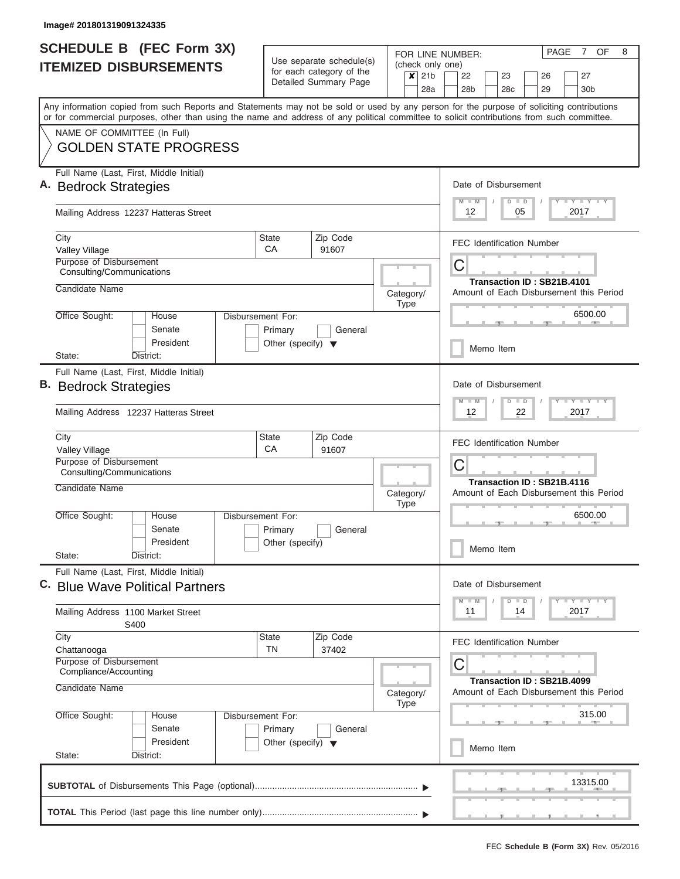Image# 201801319091324335

# SCHEDULE B (FEC Form 3X)
## ITEMIZED DISBURSEMENTS

Use separate schedule(s) for each category of the Detailed Summary Page

FOR LINE NUMBER: (check only one)

- [x] 21b
- [ ] 22
- [ ] 23
- [ ] 26
- [ ] 27
- [ ] 28a
- [ ] 28b
- [ ] 28c
- [ ] 29
- [ ] 30b

PAGE 7 OF 8

Any information copied from such Reports and Statements may not be sold or used by any person for the purpose of soliciting contributions or for commercial purposes, other than using the name and address of any political committee to solicit contributions from such committee.

NAME OF COMMITTEE (In Full)
GOLDEN STATE PROGRESS

---

**A.** Full Name (Last, First, Middle Initial): Bedrock Strategies

Mailing Address: 12237 Hatteras Street

City: Valley Village | State: CA | Zip Code: 91607

Purpose of Disbursement: Consulting/Communications

Candidate Name:

Category/Type:

Office Sought: House / Senate / President

State: District:

Disbursement For: Primary / General / Other (specify)

Date of Disbursement: 12 / 05 / 2017

FEC Identification Number: C

Transaction ID : SB21B.4101

Amount of Each Disbursement this Period: 6500.00

Memo Item

---

**B.** Full Name (Last, First, Middle Initial): Bedrock Strategies

Mailing Address: 12237 Hatteras Street

City: Valley Village | State: CA | Zip Code: 91607

Purpose of Disbursement: Consulting/Communications

Candidate Name:

Category/Type:

Office Sought: House / Senate / President

State: District:

Disbursement For: Primary / General / Other (specify)

Date of Disbursement: 12 / 22 / 2017

FEC Identification Number: C

Transaction ID : SB21B.4116

Amount of Each Disbursement this Period: 6500.00

Memo Item

---

**C.** Full Name (Last, First, Middle Initial): Blue Wave Political Partners

Mailing Address: 1100 Market Street S400

City: Chattanooga | State: TN | Zip Code: 37402

Purpose of Disbursement: Compliance/Accounting

Candidate Name:

Category/Type:

Office Sought: House / Senate / President

State: District:

Disbursement For: Primary / General / Other (specify)

Date of Disbursement: 11 / 14 / 2017

FEC Identification Number: C

Transaction ID : SB21B.4099

Amount of Each Disbursement this Period: 315.00

Memo Item

---

**SUBTOTAL** of Disbursements This Page (optional): 13315.00

**TOTAL** This Period (last page this line number only):

FEC **Schedule B (Form 3X)** Rev. 05/2016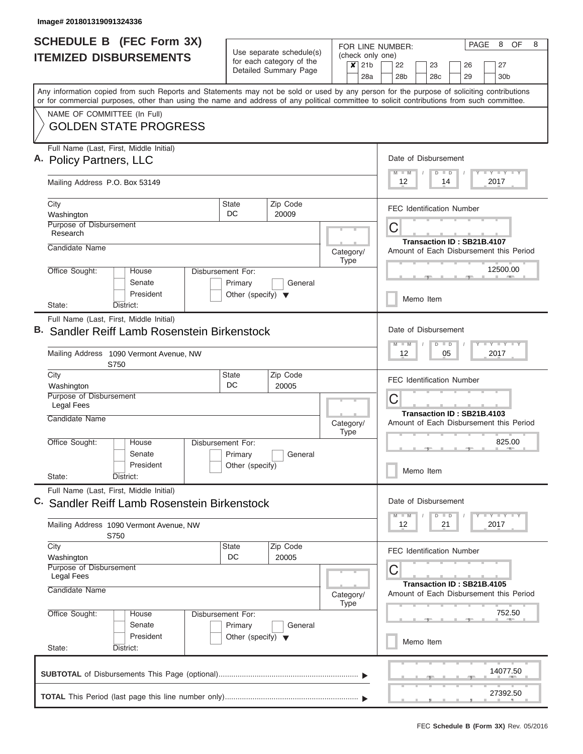Image# 201801319091324336

# SCHEDULE B (FEC Form 3X)
## ITEMIZED DISBURSEMENTS

Use separate schedule(s) for each category of the Detailed Summary Page

FOR LINE NUMBER: (check only one)

- [x] 21b
- [ ] 22
- [ ] 23
- [ ] 26
- [ ] 27
- [ ] 28a
- [ ] 28b
- [ ] 28c
- [ ] 29
- [ ] 30b

PAGE 8 OF 8

Any information copied from such Reports and Statements may not be sold or used by any person for the purpose of soliciting contributions or for commercial purposes, other than using the name and address of any political committee to solicit contributions from such committee.

NAME OF COMMITTEE (In Full)
**GOLDEN STATE PROGRESS**

---

**A.** Full Name (Last, First, Middle Initial): **Policy Partners, LLC**

Mailing Address: P.O. Box 53149

City: Washington | State: DC | Zip Code: 20009

Purpose of Disbursement: Research

Candidate Name:

Category/Type:

Office Sought: House / Senate / President

Disbursement For: Primary / General / Other (specify)

State: District:

Date of Disbursement: 12 / 14 / 2017

FEC Identification Number: C

Transaction ID : SB21B.4107

Amount of Each Disbursement this Period: 12500.00

Memo Item

---

**B.** Full Name (Last, First, Middle Initial): **Sandler Reiff Lamb Rosenstein Birkenstock**

Mailing Address: 1090 Vermont Avenue, NW S750

City: Washington | State: DC | Zip Code: 20005

Purpose of Disbursement: Legal Fees

Candidate Name:

Category/Type:

Office Sought: House / Senate / President

Disbursement For: Primary / General / Other (specify)

State: District:

Date of Disbursement: 12 / 05 / 2017

FEC Identification Number: C

Transaction ID : SB21B.4103

Amount of Each Disbursement this Period: 825.00

Memo Item

---

**C.** Full Name (Last, First, Middle Initial): **Sandler Reiff Lamb Rosenstein Birkenstock**

Mailing Address: 1090 Vermont Avenue, NW S750

City: Washington | State: DC | Zip Code: 20005

Purpose of Disbursement: Legal Fees

Candidate Name:

Category/Type:

Office Sought: House / Senate / President

Disbursement For: Primary / General / Other (specify)

State: District:

Date of Disbursement: 12 / 21 / 2017

FEC Identification Number: C

Transaction ID : SB21B.4105

Amount of Each Disbursement this Period: 752.50

Memo Item

---

**SUBTOTAL** of Disbursements This Page (optional): 14077.50

**TOTAL** This Period (last page this line number only): 27392.50

FEC **Schedule B (Form 3X)** Rev. 05/2016